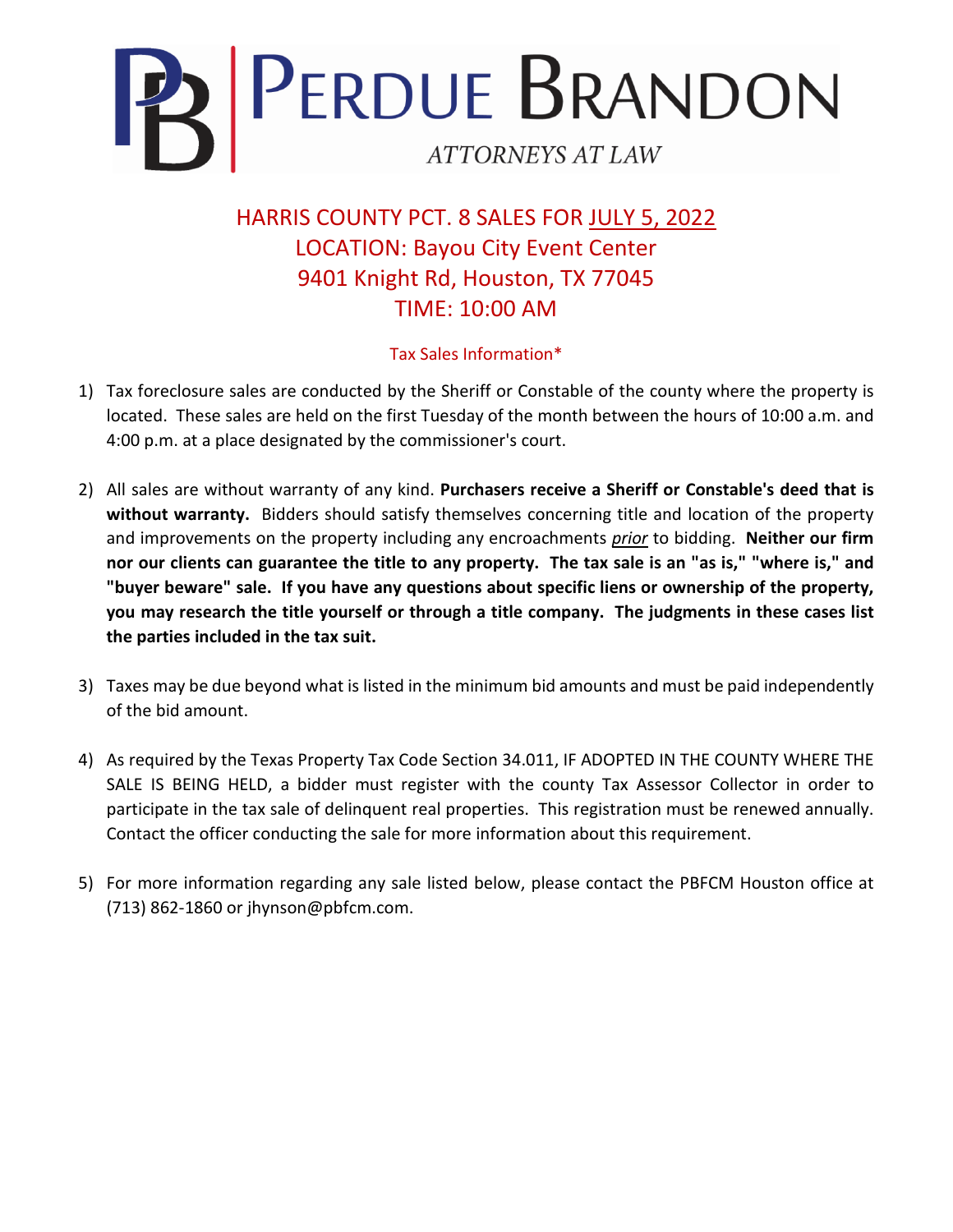# PERDUE BRANDON

ATTORNEYS AT LAW

## HARRIS COUNTY PCT. 8 SALES FOR JULY 5, 2022
## LOCATION: Bayou City Event Center
## 9401 Knight Rd, Houston, TX 77045
## TIME: 10:00 AM

### Tax Sales Information*

1) Tax foreclosure sales are conducted by the Sheriff or Constable of the county where the property is located. These sales are held on the first Tuesday of the month between the hours of 10:00 a.m. and 4:00 p.m. at a place designated by the commissioner's court.

2) All sales are without warranty of any kind. **Purchasers receive a Sheriff or Constable's deed that is without warranty.** Bidders should satisfy themselves concerning title and location of the property and improvements on the property including any encroachments *prior* to bidding. **Neither our firm nor our clients can guarantee the title to any property. The tax sale is an "as is," "where is," and "buyer beware" sale. If you have any questions about specific liens or ownership of the property, you may research the title yourself or through a title company. The judgments in these cases list the parties included in the tax suit.**

3) Taxes may be due beyond what is listed in the minimum bid amounts and must be paid independently of the bid amount.

4) As required by the Texas Property Tax Code Section 34.011, IF ADOPTED IN THE COUNTY WHERE THE SALE IS BEING HELD, a bidder must register with the county Tax Assessor Collector in order to participate in the tax sale of delinquent real properties. This registration must be renewed annually. Contact the officer conducting the sale for more information about this requirement.

5) For more information regarding any sale listed below, please contact the PBFCM Houston office at (713) 862-1860 or jhynson@pbfcm.com.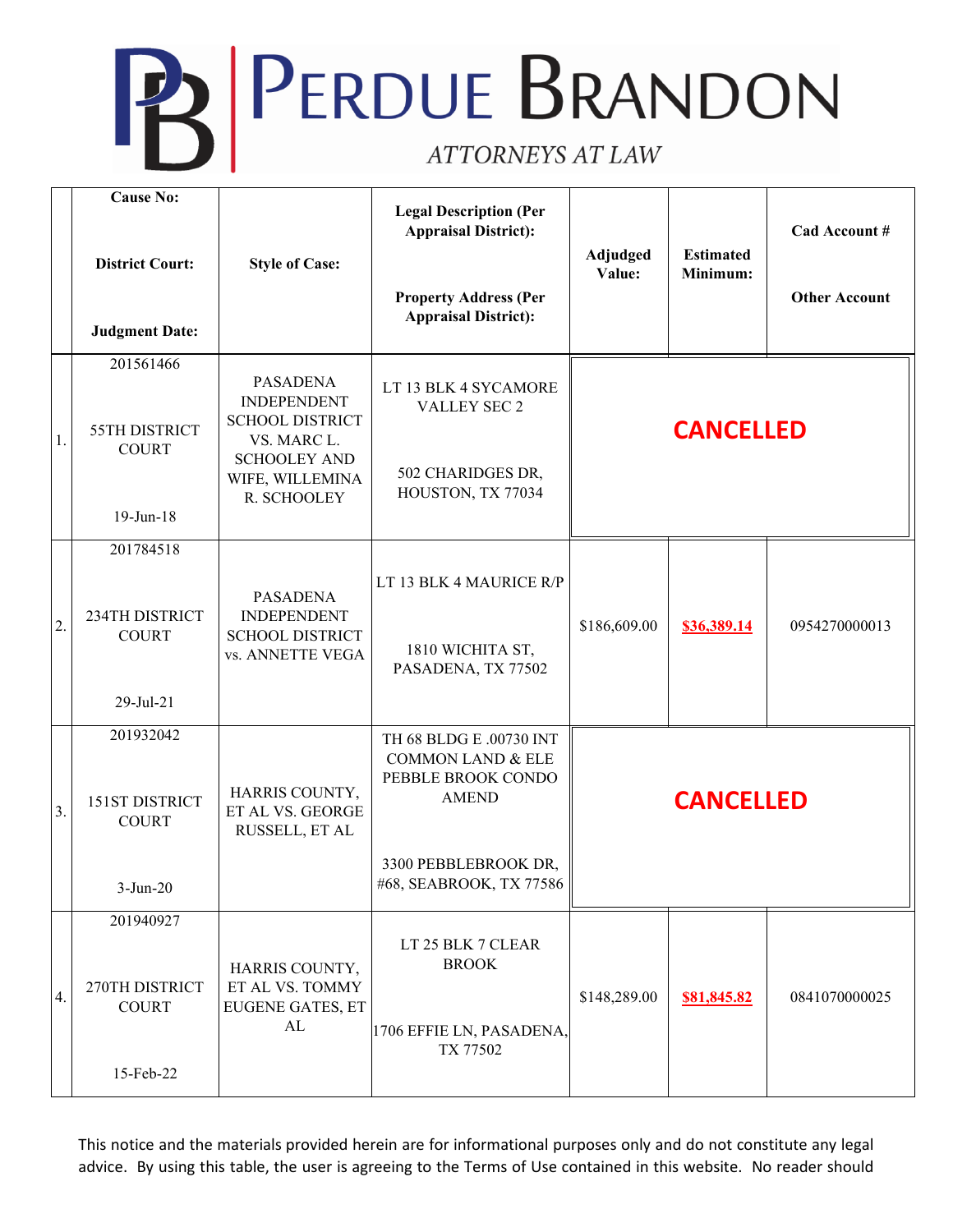# PERDUE BRANDON

*ATTORNEYS AT LAW*

| | Cause No: District Court: Judgment Date: | Style of Case: | Legal Description (Per Appraisal District): Property Address (Per Appraisal District): | Adjudged Value: | Estimated Minimum: | Cad Account # Other Account |
|---|---|---|---|---|---|---|
| 1. | 201561466 55TH DISTRICT COURT 19-Jun-18 | PASADENA INDEPENDENT SCHOOL DISTRICT VS. MARC L. SCHOOLEY AND WIFE, WILLEMINA R. SCHOOLEY | LT 13 BLK 4 SYCAMORE VALLEY SEC 2 502 CHARIDGES DR, HOUSTON, TX 77034 | CANCELLED | | |
| 2. | 201784518 234TH DISTRICT COURT 29-Jul-21 | PASADENA INDEPENDENT SCHOOL DISTRICT vs. ANNETTE VEGA | LT 13 BLK 4 MAURICE R/P 1810 WICHITA ST, PASADENA, TX 77502 | $186,609.00 | $36,389.14 | 0954270000013 |
| 3. | 201932042 151ST DISTRICT COURT 3-Jun-20 | HARRIS COUNTY, ET AL VS. GEORGE RUSSELL, ET AL | TH 68 BLDG E .00730 INT COMMON LAND & ELE PEBBLE BROOK CONDO AMEND 3300 PEBBLEBROOK DR, #68, SEABROOK, TX 77586 | CANCELLED | | |
| 4. | 201940927 270TH DISTRICT COURT 15-Feb-22 | HARRIS COUNTY, ET AL VS. TOMMY EUGENE GATES, ET AL | LT 25 BLK 7 CLEAR BROOK 1706 EFFIE LN, PASADENA, TX 77502 | $148,289.00 | $81,845.82 | 0841070000025 |

This notice and the materials provided herein are for informational purposes only and do not constitute any legal advice. By using this table, the user is agreeing to the Terms of Use contained in this website. No reader should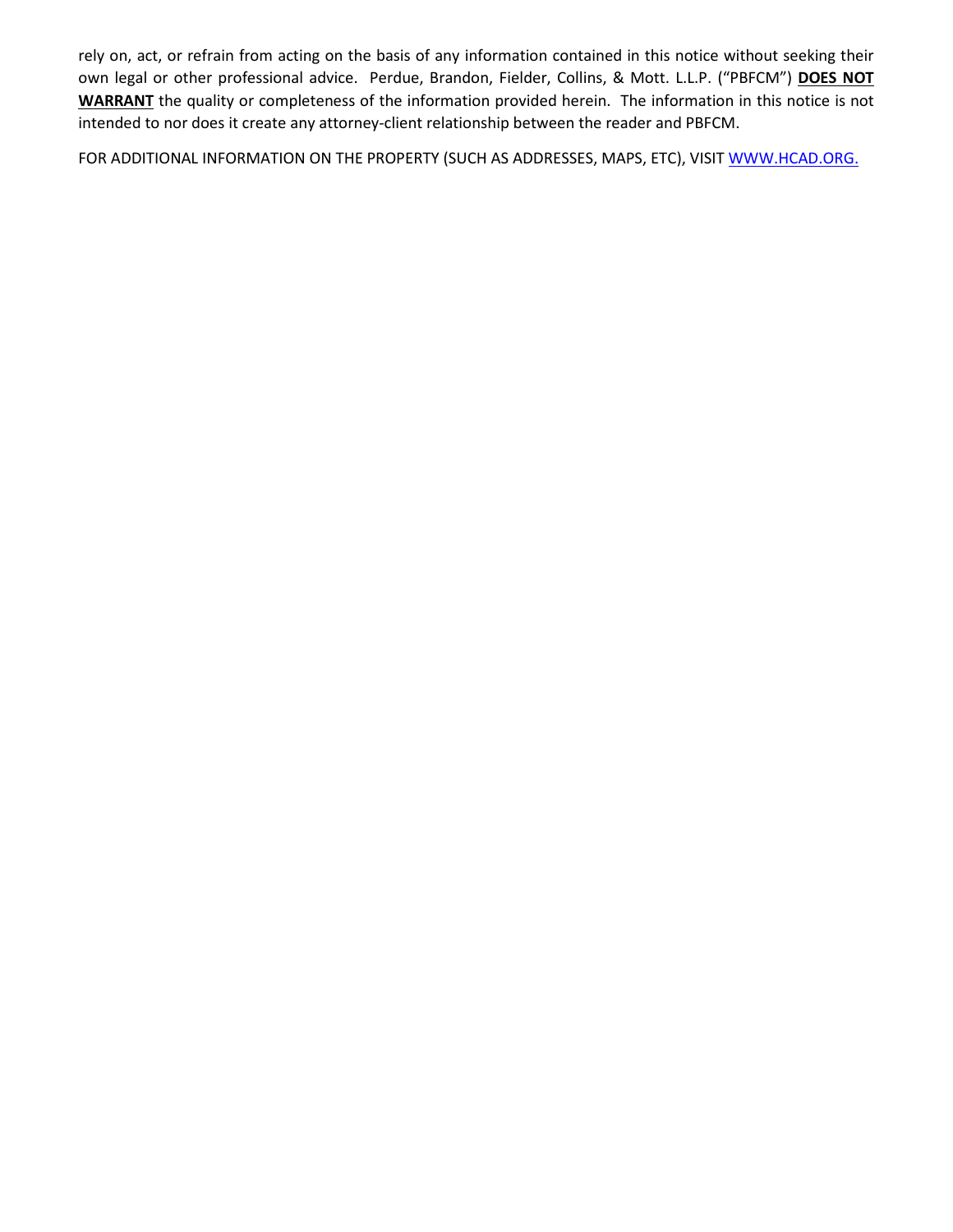rely on, act, or refrain from acting on the basis of any information contained in this notice without seeking their own legal or other professional advice. Perdue, Brandon, Fielder, Collins, & Mott. L.L.P. ("PBFCM") **DOES NOT WARRANT** the quality or completeness of the information provided herein. The information in this notice is not intended to nor does it create any attorney-client relationship between the reader and PBFCM.

FOR ADDITIONAL INFORMATION ON THE PROPERTY (SUCH AS ADDRESSES, MAPS, ETC), VISIT [WWW.HCAD.ORG.](http://www.hcad.org)